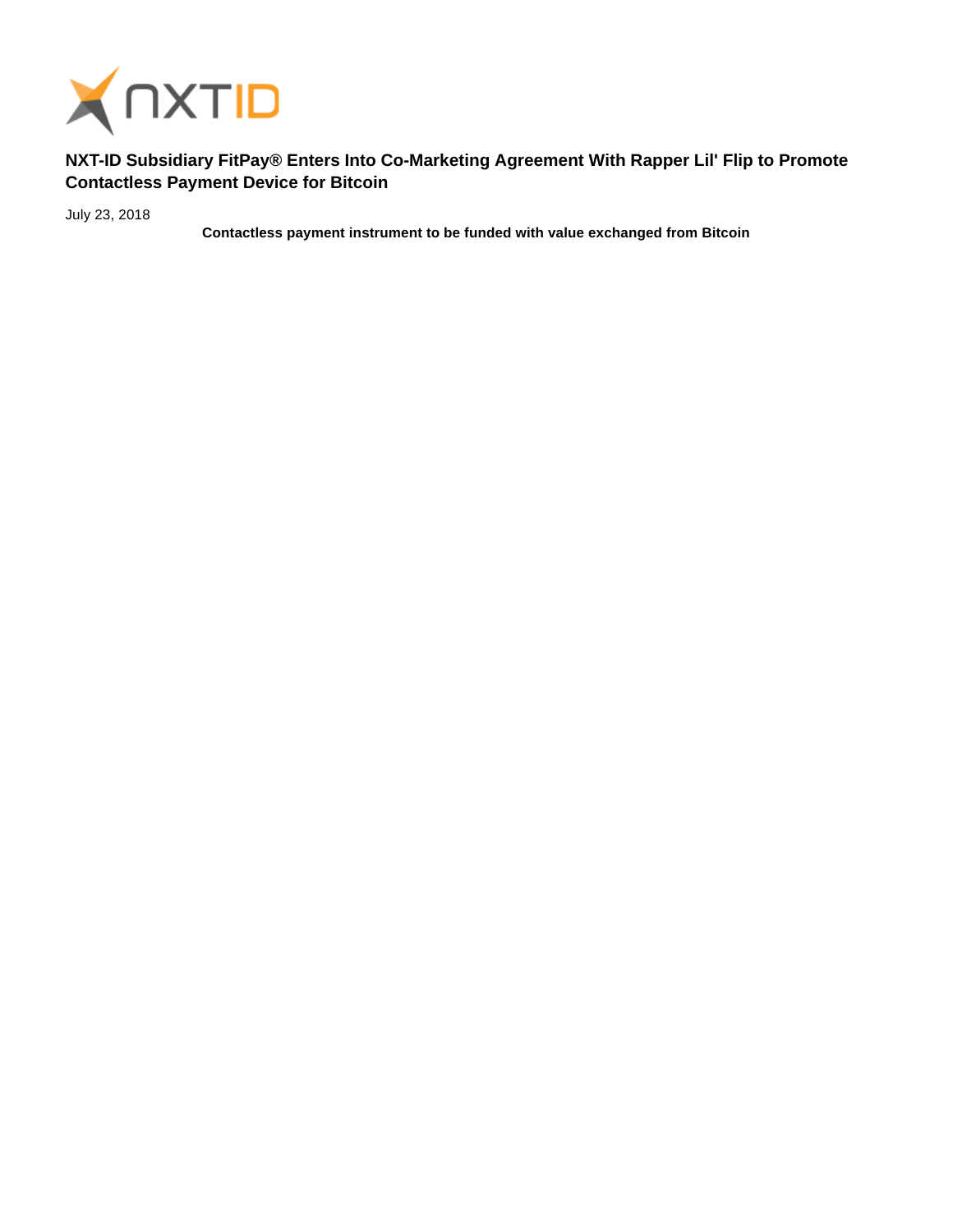# NXT-ID Subsidiary FitPay® Enters Into Co-Marketing Agreement With Rapper Lil' Flip to Promote Contactless Payment Device for Bitcoin

July 23, 2018

**Contactless payment instrument to be funded with value exchanged from Bitcoin**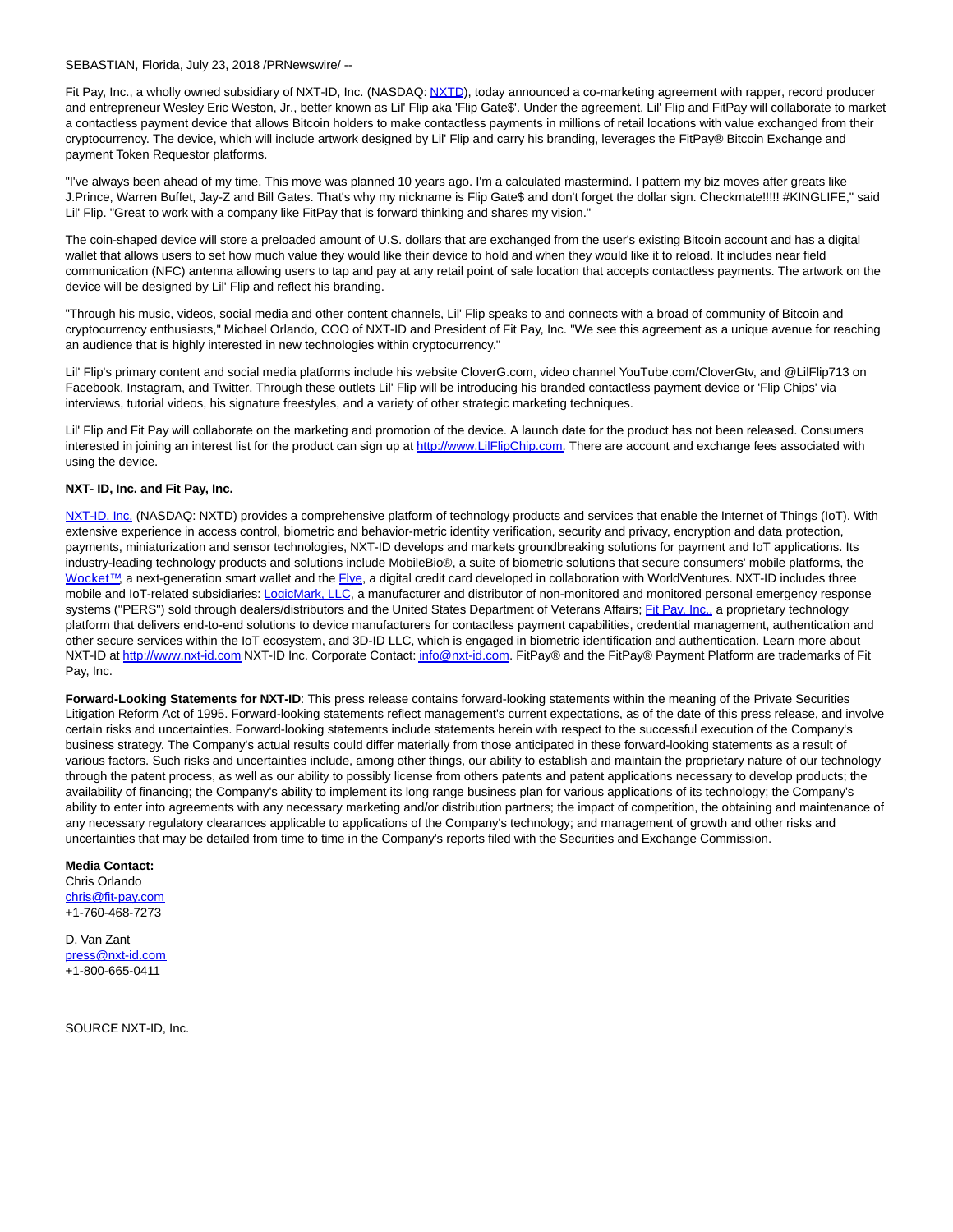SEBASTIAN, Florida, July 23, 2018 /PRNewswire/ --

Fit Pay, Inc., a wholly owned subsidiary of NXT-ID, Inc. (NASDAQ: NXTD), today announced a co-marketing agreement with rapper, record producer and entrepreneur Wesley Eric Weston, Jr., better known as Lil' Flip aka 'Flip Gate$'. Under the agreement, Lil' Flip and FitPay will collaborate to market a contactless payment device that allows Bitcoin holders to make contactless payments in millions of retail locations with value exchanged from their cryptocurrency. The device, which will include artwork designed by Lil' Flip and carry his branding, leverages the FitPay® Bitcoin Exchange and payment Token Requestor platforms.

"I've always been ahead of my time. This move was planned 10 years ago. I'm a calculated mastermind. I pattern my biz moves after greats like J.Prince, Warren Buffet, Jay-Z and Bill Gates. That's why my nickname is Flip Gate$ and don't forget the dollar sign. Checkmate!!!!! #KINGLIFE," said Lil' Flip. "Great to work with a company like FitPay that is forward thinking and shares my vision."

The coin-shaped device will store a preloaded amount of U.S. dollars that are exchanged from the user's existing Bitcoin account and has a digital wallet that allows users to set how much value they would like their device to hold and when they would like it to reload. It includes near field communication (NFC) antenna allowing users to tap and pay at any retail point of sale location that accepts contactless payments. The artwork on the device will be designed by Lil' Flip and reflect his branding.

"Through his music, videos, social media and other content channels, Lil' Flip speaks to and connects with a broad of community of Bitcoin and cryptocurrency enthusiasts," Michael Orlando, COO of NXT-ID and President of Fit Pay, Inc. "We see this agreement as a unique avenue for reaching an audience that is highly interested in new technologies within cryptocurrency."

Lil' Flip's primary content and social media platforms include his website CloverG.com, video channel YouTube.com/CloverGtv, and @LilFlip713 on Facebook, Instagram, and Twitter. Through these outlets Lil' Flip will be introducing his branded contactless payment device or 'Flip Chips' via interviews, tutorial videos, his signature freestyles, and a variety of other strategic marketing techniques.

Lil' Flip and Fit Pay will collaborate on the marketing and promotion of the device. A launch date for the product has not been released. Consumers interested in joining an interest list for the product can sign up at http://www.LilFlipChip.com. There are account and exchange fees associated with using the device.

**NXT- ID, Inc. and Fit Pay, Inc.**

NXT-ID, Inc. (NASDAQ: NXTD) provides a comprehensive platform of technology products and services that enable the Internet of Things (IoT). With extensive experience in access control, biometric and behavior-metric identity verification, security and privacy, encryption and data protection, payments, miniaturization and sensor technologies, NXT-ID develops and markets groundbreaking solutions for payment and IoT applications. Its industry-leading technology products and solutions include MobileBio®, a suite of biometric solutions that secure consumers' mobile platforms, the Wocket™, a next-generation smart wallet and the Flye, a digital credit card developed in collaboration with WorldVentures. NXT-ID includes three mobile and IoT-related subsidiaries: LogicMark, LLC, a manufacturer and distributor of non-monitored and monitored personal emergency response systems ("PERS") sold through dealers/distributors and the United States Department of Veterans Affairs; Fit Pay, Inc., a proprietary technology platform that delivers end-to-end solutions to device manufacturers for contactless payment capabilities, credential management, authentication and other secure services within the IoT ecosystem, and 3D-ID LLC, which is engaged in biometric identification and authentication. Learn more about NXT-ID at http://www.nxt-id.com NXT-ID Inc. Corporate Contact: info@nxt-id.com. FitPay® and the FitPay® Payment Platform are trademarks of Fit Pay, Inc.

**Forward-Looking Statements for NXT-ID**: This press release contains forward-looking statements within the meaning of the Private Securities Litigation Reform Act of 1995. Forward-looking statements reflect management's current expectations, as of the date of this press release, and involve certain risks and uncertainties. Forward-looking statements include statements herein with respect to the successful execution of the Company's business strategy. The Company's actual results could differ materially from those anticipated in these forward-looking statements as a result of various factors. Such risks and uncertainties include, among other things, our ability to establish and maintain the proprietary nature of our technology through the patent process, as well as our ability to possibly license from others patents and patent applications necessary to develop products; the availability of financing; the Company's ability to implement its long range business plan for various applications of its technology; the Company's ability to enter into agreements with any necessary marketing and/or distribution partners; the impact of competition, the obtaining and maintenance of any necessary regulatory clearances applicable to applications of the Company's technology; and management of growth and other risks and uncertainties that may be detailed from time to time in the Company's reports filed with the Securities and Exchange Commission.

**Media Contact:**
Chris Orlando
chris@fit-pay.com
+1-760-468-7273

D. Van Zant
press@nxt-id.com
+1-800-665-0411

SOURCE NXT-ID, Inc.